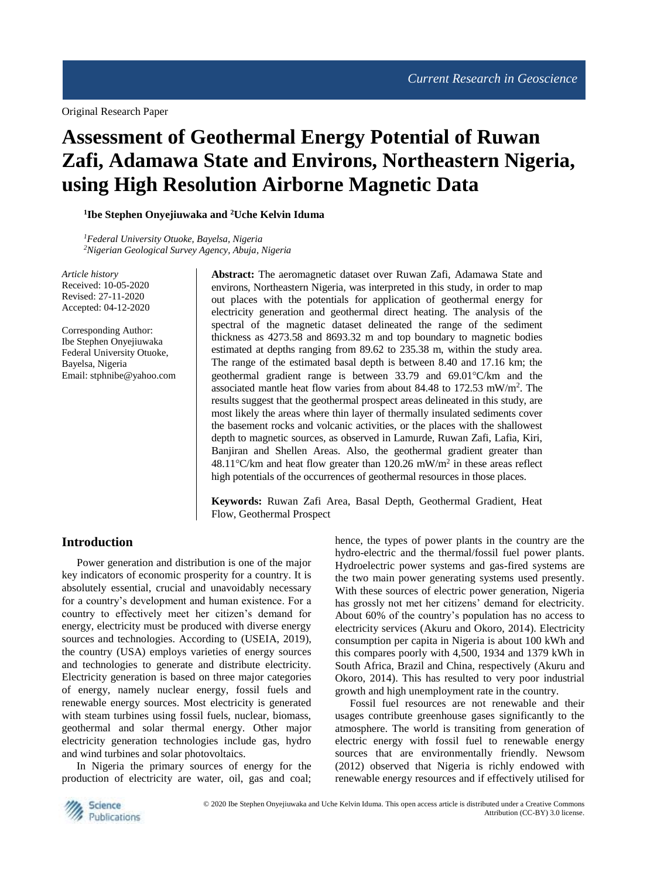Original Research Paper

# Assessment of Geothermal Energy Potential of Ruwan Zafi, Adamawa State and Environs, Northeastern Nigeria, using High Resolution Airborne Magnetic Data

**[1]Ibe Stephen Onyejiuwaka and [2]Uche Kelvin Iduma**

*[1]Federal University Otuoke, Bayelsa, Nigeria*
*[2]Nigerian Geological Survey Agency, Abuja, Nigeria*

*Article history*
Received: 10-05-2020
Revised: 27-11-2020
Accepted: 04-12-2020

Corresponding Author:
Ibe Stephen Onyejiuwaka
Federal University Otuoke, Bayelsa, Nigeria
Email: stphnibe@yahoo.com

**Abstract:** The aeromagnetic dataset over Ruwan Zafi, Adamawa State and environs, Northeastern Nigeria, was interpreted in this study, in order to map out places with the potentials for application of geothermal energy for electricity generation and geothermal direct heating. The analysis of the spectral of the magnetic dataset delineated the range of the sediment thickness as 4273.58 and 8693.32 m and top boundary to magnetic bodies estimated at depths ranging from 89.62 to 235.38 m, within the study area. The range of the estimated basal depth is between 8.40 and 17.16 km; the geothermal gradient range is between 33.79 and 69.01°C/km and the associated mantle heat flow varies from about 84.48 to 172.53 mW/m$^2$. The results suggest that the geothermal prospect areas delineated in this study, are most likely the areas where thin layer of thermally insulated sediments cover the basement rocks and volcanic activities, or the places with the shallowest depth to magnetic sources, as observed in Lamurde, Ruwan Zafi, Lafia, Kiri, Banjiran and Shellen Areas. Also, the geothermal gradient greater than 48.11°C/km and heat flow greater than 120.26 mW/m$^2$ in these areas reflect high potentials of the occurrences of geothermal resources in those places.

**Keywords:** Ruwan Zafi Area, Basal Depth, Geothermal Gradient, Heat Flow, Geothermal Prospect

## Introduction

Power generation and distribution is one of the major key indicators of economic prosperity for a country. It is absolutely essential, crucial and unavoidably necessary for a country's development and human existence. For a country to effectively meet her citizen's demand for energy, electricity must be produced with diverse energy sources and technologies. According to (USEIA, 2019), the country (USA) employs varieties of energy sources and technologies to generate and distribute electricity. Electricity generation is based on three major categories of energy, namely nuclear energy, fossil fuels and renewable energy sources. Most electricity is generated with steam turbines using fossil fuels, nuclear, biomass, geothermal and solar thermal energy. Other major electricity generation technologies include gas, hydro and wind turbines and solar photovoltaics.

In Nigeria the primary sources of energy for the production of electricity are water, oil, gas and coal; hence, the types of power plants in the country are the hydro-electric and the thermal/fossil fuel power plants. Hydroelectric power systems and gas-fired systems are the two main power generating systems used presently. With these sources of electric power generation, Nigeria has grossly not met her citizens' demand for electricity. About 60% of the country's population has no access to electricity services (Akuru and Okoro, 2014). Electricity consumption per capita in Nigeria is about 100 kWh and this compares poorly with 4,500, 1934 and 1379 kWh in South Africa, Brazil and China, respectively (Akuru and Okoro, 2014). This has resulted to very poor industrial growth and high unemployment rate in the country.

Fossil fuel resources are not renewable and their usages contribute greenhouse gases significantly to the atmosphere. The world is transiting from generation of electric energy with fossil fuel to renewable energy sources that are environmentally friendly. Newsom (2012) observed that Nigeria is richly endowed with renewable energy resources and if effectively utilised for

© 2020 Ibe Stephen Onyejiuwaka and Uche Kelvin Iduma. This open access article is distributed under a Creative Commons Attribution (CC-BY) 3.0 license.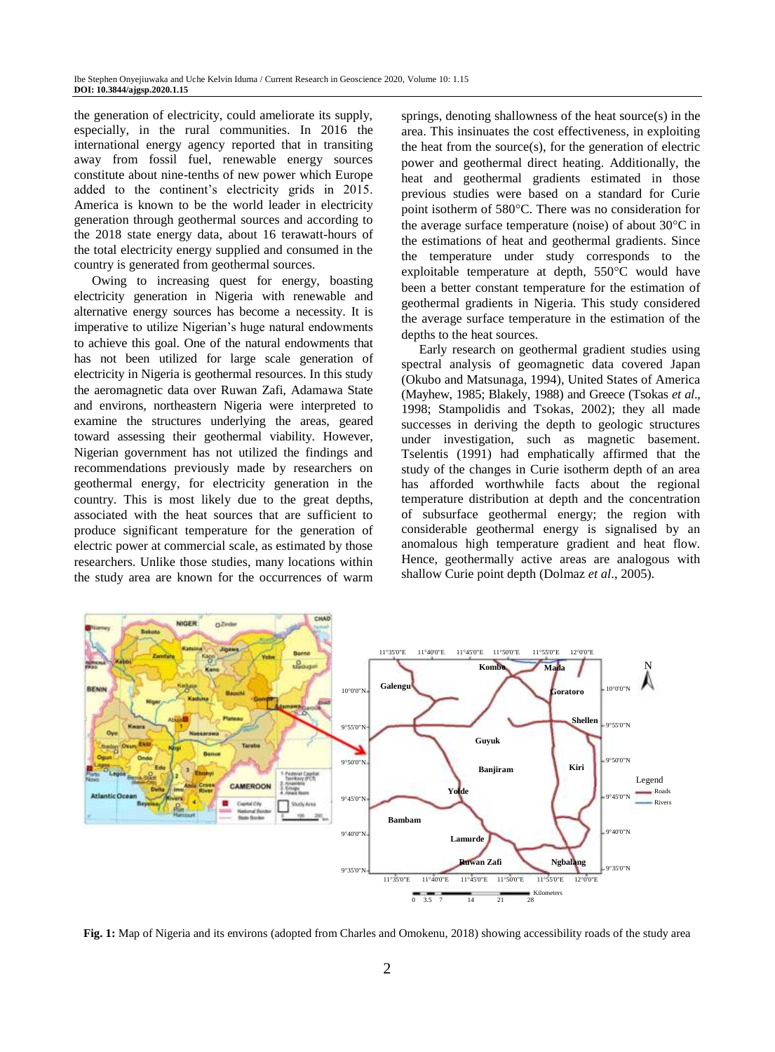the generation of electricity, could ameliorate its supply, especially, in the rural communities. In 2016 the international energy agency reported that in transiting away from fossil fuel, renewable energy sources constitute about nine-tenths of new power which Europe added to the continent's electricity grids in 2015. America is known to be the world leader in electricity generation through geothermal sources and according to the 2018 state energy data, about 16 terawatt-hours of the total electricity energy supplied and consumed in the country is generated from geothermal sources.

Owing to increasing quest for energy, boasting electricity generation in Nigeria with renewable and alternative energy sources has become a necessity. It is imperative to utilize Nigerian's huge natural endowments to achieve this goal. One of the natural endowments that has not been utilized for large scale generation of electricity in Nigeria is geothermal resources. In this study the aeromagnetic data over Ruwan Zafi, Adamawa State and environs, northeastern Nigeria were interpreted to examine the structures underlying the areas, geared toward assessing their geothermal viability. However, Nigerian government has not utilized the findings and recommendations previously made by researchers on geothermal energy, for electricity generation in the country. This is most likely due to the great depths, associated with the heat sources that are sufficient to produce significant temperature for the generation of electric power at commercial scale, as estimated by those researchers. Unlike those studies, many locations within the study area are known for the occurrences of warm springs, denoting shallowness of the heat source(s) in the area. This insinuates the cost effectiveness, in exploiting the heat from the source(s), for the generation of electric power and geothermal direct heating. Additionally, the heat and geothermal gradients estimated in those previous studies were based on a standard for Curie point isotherm of 580°C. There was no consideration for the average surface temperature (noise) of about 30°C in the estimations of heat and geothermal gradients. Since the temperature under study corresponds to the exploitable temperature at depth, 550°C would have been a better constant temperature for the estimation of geothermal gradients in Nigeria. This study considered the average surface temperature in the estimation of the depths to the heat sources.

Early research on geothermal gradient studies using spectral analysis of geomagnetic data covered Japan (Okubo and Matsunaga, 1994), United States of America (Mayhew, 1985; Blakely, 1988) and Greece (Tsokas *et al*., 1998; Stampolidis and Tsokas, 2002); they all made successes in deriving the depth to geologic structures under investigation, such as magnetic basement. Tselentis (1991) had emphatically affirmed that the study of the changes in Curie isotherm depth of an area has afforded worthwhile facts about the regional temperature distribution at depth and the concentration of subsurface geothermal energy; the region with considerable geothermal energy is signalised by an anomalous high temperature gradient and heat flow. Hence, geothermally active areas are analogous with shallow Curie point depth (Dolmaz *et al*., 2005).

**Fig. 1:** Map of Nigeria and its environs (adopted from Charles and Omokenu, 2018) showing accessibility roads of the study area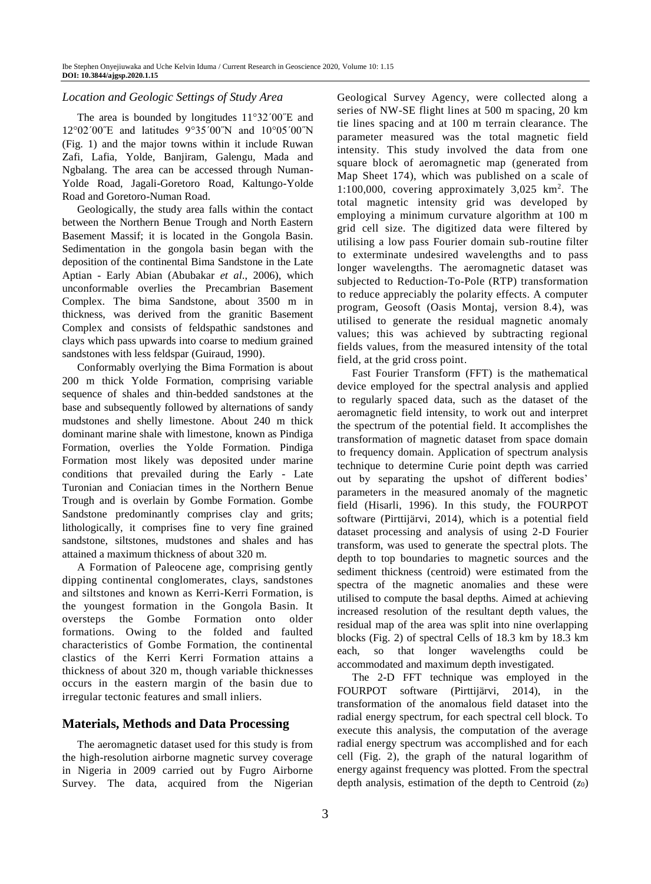### *Location and Geologic Settings of Study Area*

The area is bounded by longitudes 11°32′00″E and 12°02′00″E and latitudes 9°35′00″N and 10°05′00″N (Fig. 1) and the major towns within it include Ruwan Zafi, Lafia, Yolde, Banjiram, Galengu, Mada and Ngbalang. The area can be accessed through Numan-Yolde Road, Jagali-Goretoro Road, Kaltungo-Yolde Road and Goretoro-Numan Road.

Geologically, the study area falls within the contact between the Northern Benue Trough and North Eastern Basement Massif; it is located in the Gongola Basin. Sedimentation in the gongola basin began with the deposition of the continental Bima Sandstone in the Late Aptian - Early Abian (Abubakar *et al*., 2006), which unconformable overlies the Precambrian Basement Complex. The bima Sandstone, about 3500 m in thickness, was derived from the granitic Basement Complex and consists of feldspathic sandstones and clays which pass upwards into coarse to medium grained sandstones with less feldspar (Guiraud, 1990).

Conformably overlying the Bima Formation is about 200 m thick Yolde Formation, comprising variable sequence of shales and thin-bedded sandstones at the base and subsequently followed by alternations of sandy mudstones and shelly limestone. About 240 m thick dominant marine shale with limestone, known as Pindiga Formation, overlies the Yolde Formation. Pindiga Formation most likely was deposited under marine conditions that prevailed during the Early - Late Turonian and Coniacian times in the Northern Benue Trough and is overlain by Gombe Formation. Gombe Sandstone predominantly comprises clay and grits; lithologically, it comprises fine to very fine grained sandstone, siltstones, mudstones and shales and has attained a maximum thickness of about 320 m.

A Formation of Paleocene age, comprising gently dipping continental conglomerates, clays, sandstones and siltstones and known as Kerri-Kerri Formation, is the youngest formation in the Gongola Basin. It oversteps the Gombe Formation onto older formations. Owing to the folded and faulted characteristics of Gombe Formation, the continental clastics of the Kerri Kerri Formation attains a thickness of about 320 m, though variable thicknesses occurs in the eastern margin of the basin due to irregular tectonic features and small inliers.

## Materials, Methods and Data Processing

The aeromagnetic dataset used for this study is from the high-resolution airborne magnetic survey coverage in Nigeria in 2009 carried out by Fugro Airborne Survey. The data, acquired from the Nigerian Geological Survey Agency, were collected along a series of NW-SE flight lines at 500 m spacing, 20 km tie lines spacing and at 100 m terrain clearance. The parameter measured was the total magnetic field intensity. This study involved the data from one square block of aeromagnetic map (generated from Map Sheet 174), which was published on a scale of 1:100,000, covering approximately 3,025 km$^2$. The total magnetic intensity grid was developed by employing a minimum curvature algorithm at 100 m grid cell size. The digitized data were filtered by utilising a low pass Fourier domain sub-routine filter to exterminate undesired wavelengths and to pass longer wavelengths. The aeromagnetic dataset was subjected to Reduction-To-Pole (RTP) transformation to reduce appreciably the polarity effects. A computer program, Geosoft (Oasis Montaj, version 8.4), was utilised to generate the residual magnetic anomaly values; this was achieved by subtracting regional fields values, from the measured intensity of the total field, at the grid cross point.

Fast Fourier Transform (FFT) is the mathematical device employed for the spectral analysis and applied to regularly spaced data, such as the dataset of the aeromagnetic field intensity, to work out and interpret the spectrum of the potential field. It accomplishes the transformation of magnetic dataset from space domain to frequency domain. Application of spectrum analysis technique to determine Curie point depth was carried out by separating the upshot of different bodies' parameters in the measured anomaly of the magnetic field (Hisarli, 1996). In this study, the FOURPOT software (Pirttijärvi, 2014), which is a potential field dataset processing and analysis of using 2-D Fourier transform, was used to generate the spectral plots. The depth to top boundaries to magnetic sources and the sediment thickness (centroid) were estimated from the spectra of the magnetic anomalies and these were utilised to compute the basal depths. Aimed at achieving increased resolution of the resultant depth values, the residual map of the area was split into nine overlapping blocks (Fig. 2) of spectral Cells of 18.3 km by 18.3 km each, so that longer wavelengths could be accommodated and maximum depth investigated.

The 2-D FFT technique was employed in the FOURPOT software (Pirttijärvi, 2014), in the transformation of the anomalous field dataset into the radial energy spectrum, for each spectral cell block. To execute this analysis, the computation of the average radial energy spectrum was accomplished and for each cell (Fig. 2), the graph of the natural logarithm of energy against frequency was plotted. From the spectral depth analysis, estimation of the depth to Centroid ($z_0$)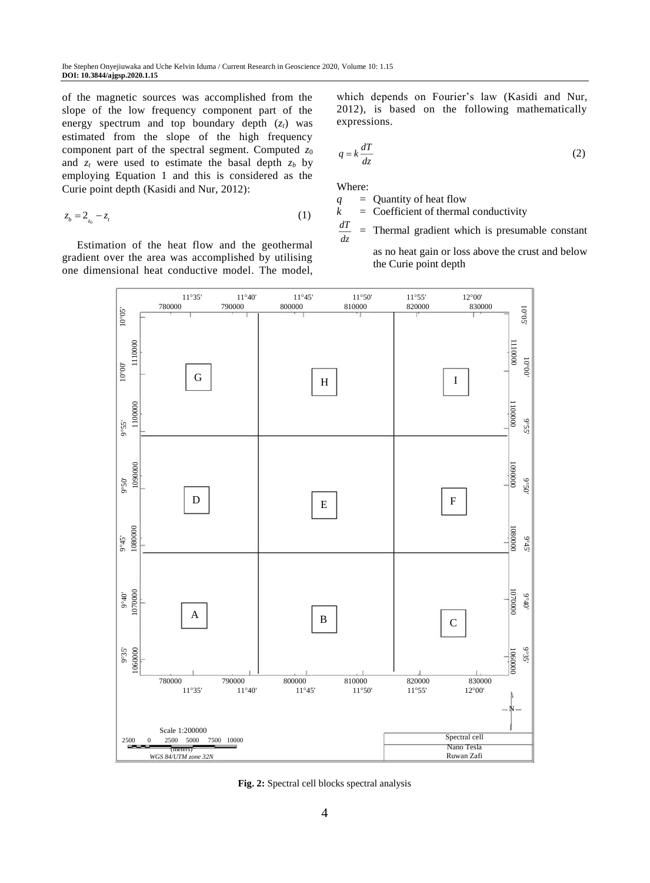of the magnetic sources was accomplished from the slope of the low frequency component part of the energy spectrum and top boundary depth ($z_t$) was estimated from the slope of the high frequency component part of the spectral segment. Computed $z_0$ and $z_t$ were used to estimate the basal depth $z_b$ by employing Equation 1 and this is considered as the Curie point depth (Kasidi and Nur, 2012):

$$z_b = 2_{z_0} - z_t \tag{1}$$

Estimation of the heat flow and the geothermal gradient over the area was accomplished by utilising one dimensional heat conductive model. The model, which depends on Fourier's law (Kasidi and Nur, 2012), is based on the following mathematically expressions.

$$q = k\frac{dT}{dz} \tag{2}$$

Where:

$q$ = Quantity of heat flow
$k$ = Coefficient of thermal conductivity
$\frac{dT}{dz}$ = Thermal gradient which is presumable constant as no heat gain or loss above the crust and below the Curie point depth

**Fig. 2:** Spectral cell blocks spectral analysis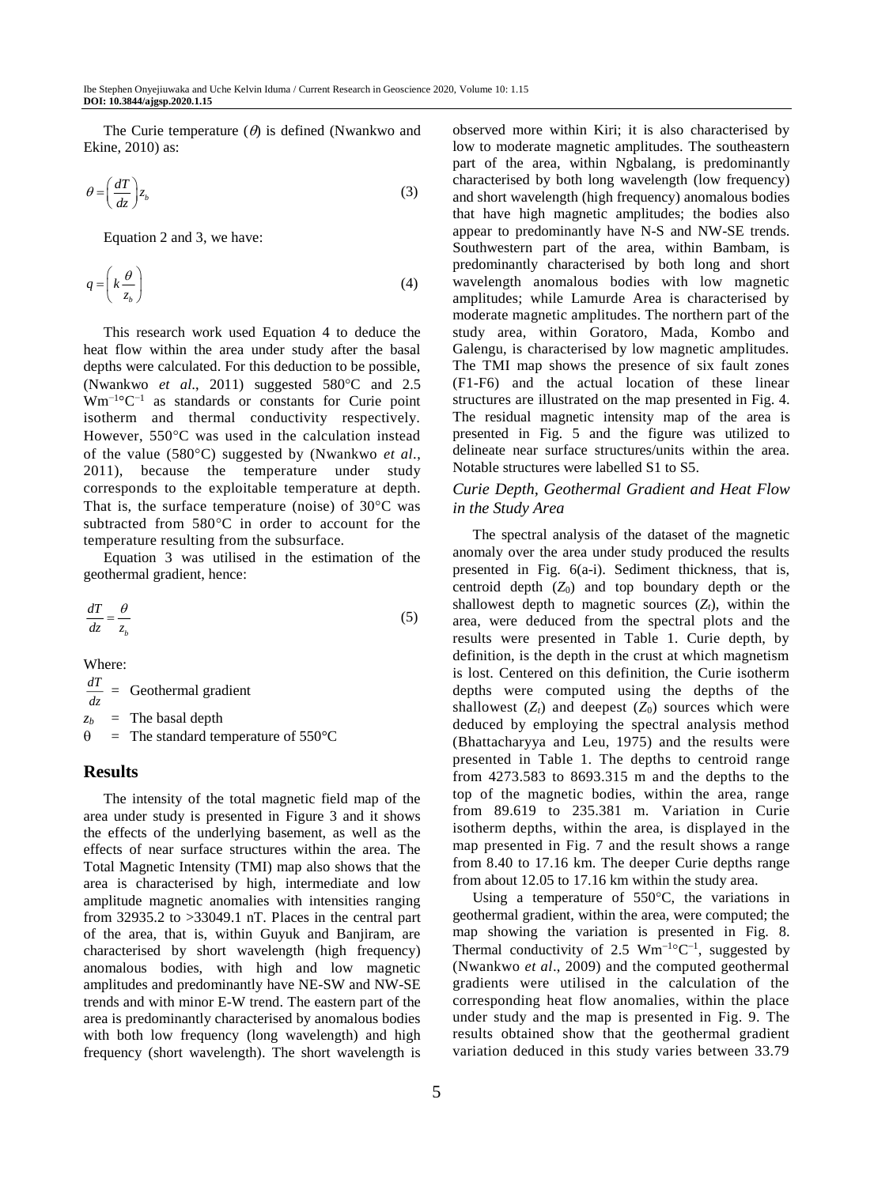The Curie temperature ($\theta$) is defined (Nwankwo and Ekine, 2010) as:

$$\theta = \left(\frac{dT}{dz}\right) z_b \tag{3}$$

Equation 2 and 3, we have:

$$q = \left(k\frac{\theta}{z_b}\right) \tag{4}$$

This research work used Equation 4 to deduce the heat flow within the area under study after the basal depths were calculated. For this deduction to be possible, (Nwankwo *et al*., 2011) suggested 580°C and 2.5 $Wm^{-1}{}^{\circ}C^{-1}$ as standards or constants for Curie point isotherm and thermal conductivity respectively. However, 550°C was used in the calculation instead of the value (580°C) suggested by (Nwankwo *et al*., 2011), because the temperature under study corresponds to the exploitable temperature at depth. That is, the surface temperature (noise) of 30°C was subtracted from 580°C in order to account for the temperature resulting from the subsurface.

Equation 3 was utilised in the estimation of the geothermal gradient, hence:

$$\frac{dT}{dz} = \frac{\theta}{z_b} \tag{5}$$

Where:

$\frac{dT}{dz}$ = Geothermal gradient

$z_b$ = The basal depth

$\theta$ = The standard temperature of 550°C

## Results

The intensity of the total magnetic field map of the area under study is presented in Figure 3 and it shows the effects of the underlying basement, as well as the effects of near surface structures within the area. The Total Magnetic Intensity (TMI) map also shows that the area is characterised by high, intermediate and low amplitude magnetic anomalies with intensities ranging from 32935.2 to >33049.1 nT. Places in the central part of the area, that is, within Guyuk and Banjiram, are characterised by short wavelength (high frequency) anomalous bodies, with high and low magnetic amplitudes and predominantly have NE-SW and NW-SE trends and with minor E-W trend. The eastern part of the area is predominantly characterised by anomalous bodies with both low frequency (long wavelength) and high frequency (short wavelength). The short wavelength is observed more within Kiri; it is also characterised by low to moderate magnetic amplitudes. The southeastern part of the area, within Ngbalang, is predominantly characterised by both long wavelength (low frequency) and short wavelength (high frequency) anomalous bodies that have high magnetic amplitudes; the bodies also appear to predominantly have N-S and NW-SE trends. Southwestern part of the area, within Bambam, is predominantly characterised by both long and short wavelength anomalous bodies with low magnetic amplitudes; while Lamurde Area is characterised by moderate magnetic amplitudes. The northern part of the study area, within Goratoro, Mada, Kombo and Galengu, is characterised by low magnetic amplitudes. The TMI map shows the presence of six fault zones (F1-F6) and the actual location of these linear structures are illustrated on the map presented in Fig. 4. The residual magnetic intensity map of the area is presented in Fig. 5 and the figure was utilized to delineate near surface structures/units within the area. Notable structures were labelled S1 to S5.

### *Curie Depth, Geothermal Gradient and Heat Flow in the Study Area*

The spectral analysis of the dataset of the magnetic anomaly over the area under study produced the results presented in Fig. 6(a-i). Sediment thickness, that is, centroid depth ($Z_0$) and top boundary depth or the shallowest depth to magnetic sources ($Z_t$), within the area, were deduced from the spectral plots and the results were presented in Table 1. Curie depth, by definition, is the depth in the crust at which magnetism is lost. Centered on this definition, the Curie isotherm depths were computed using the depths of the shallowest ($Z_t$) and deepest ($Z_0$) sources which were deduced by employing the spectral analysis method (Bhattacharyya and Leu, 1975) and the results were presented in Table 1. The depths to centroid range from 4273.583 to 8693.315 m and the depths to the top of the magnetic bodies, within the area, range from 89.619 to 235.381 m. Variation in Curie isotherm depths, within the area, is displayed in the map presented in Fig. 7 and the result shows a range from 8.40 to 17.16 km. The deeper Curie depths range from about 12.05 to 17.16 km within the study area.

Using a temperature of 550°C, the variations in geothermal gradient, within the area, were computed; the map showing the variation is presented in Fig. 8. Thermal conductivity of 2.5 $Wm^{-1}{}^{\circ}C^{-1}$, suggested by (Nwankwo *et al*., 2009) and the computed geothermal gradients were utilised in the calculation of the corresponding heat flow anomalies, within the place under study and the map is presented in Fig. 9. The results obtained show that the geothermal gradient variation deduced in this study varies between 33.79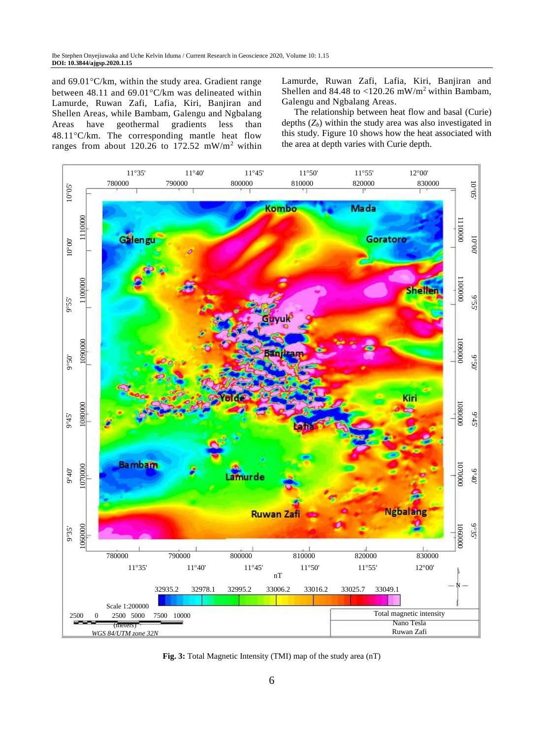and 69.01°C/km, within the study area. Gradient range between 48.11 and 69.01°C/km was delineated within Lamurde, Ruwan Zafi, Lafia, Kiri, Banjiran and Shellen Areas, while Bambam, Galengu and Ngbalang Areas have geothermal gradients less than 48.11°C/km. The corresponding mantle heat flow ranges from about 120.26 to 172.52 mW/m$^2$ within Lamurde, Ruwan Zafi, Lafia, Kiri, Banjiran and Shellen and 84.48 to <120.26 mW/m$^2$ within Bambam, Galengu and Ngbalang Areas.

The relationship between heat flow and basal (Curie) depths ($Z_b$) within the study area was also investigated in this study. Figure 10 shows how the heat associated with the area at depth varies with Curie depth.

**Fig. 3:** Total Magnetic Intensity (TMI) map of the study area (nT)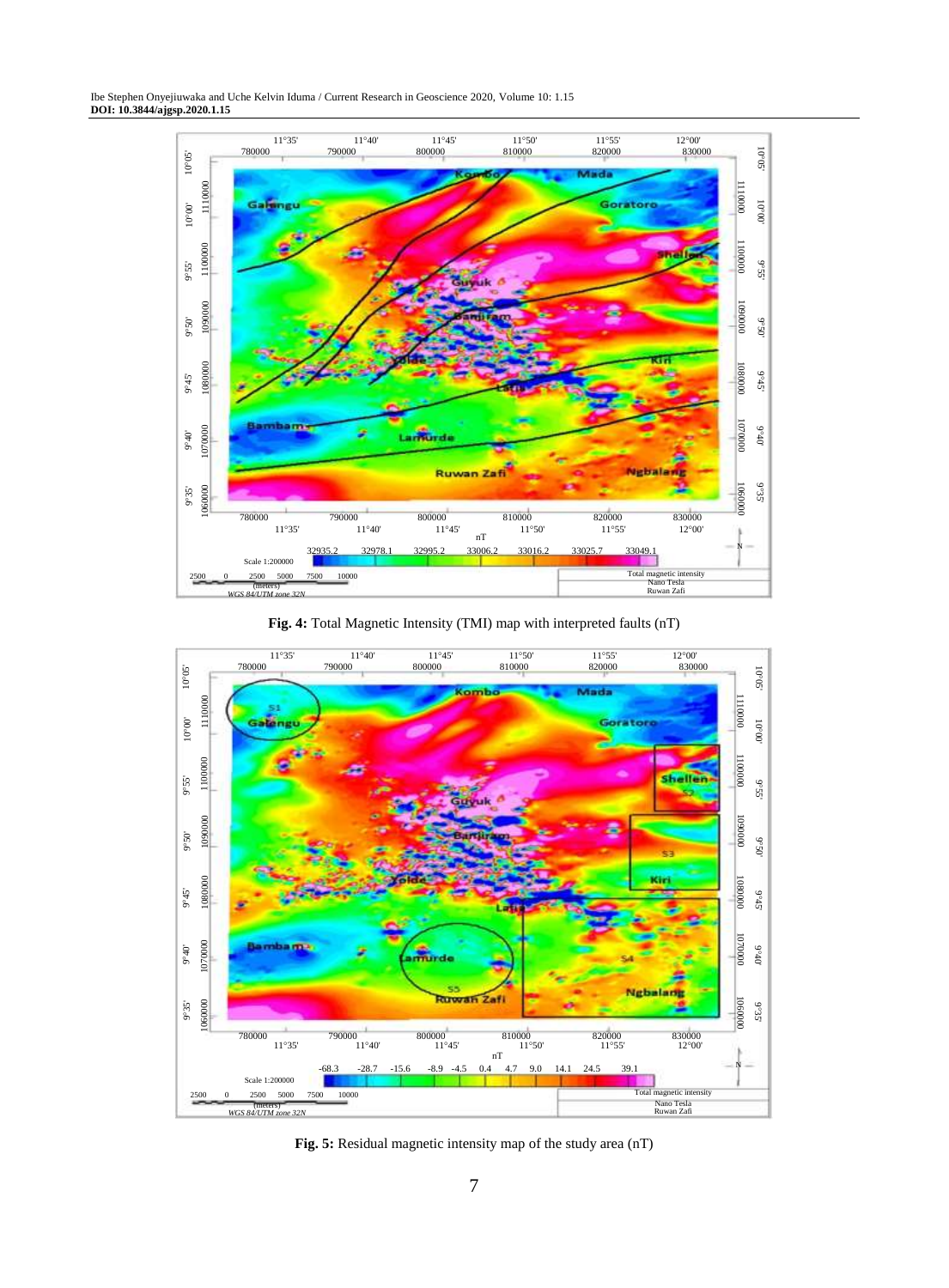**Fig. 4:** Total Magnetic Intensity (TMI) map with interpreted faults (nT)

**Fig. 5:** Residual magnetic intensity map of the study area (nT)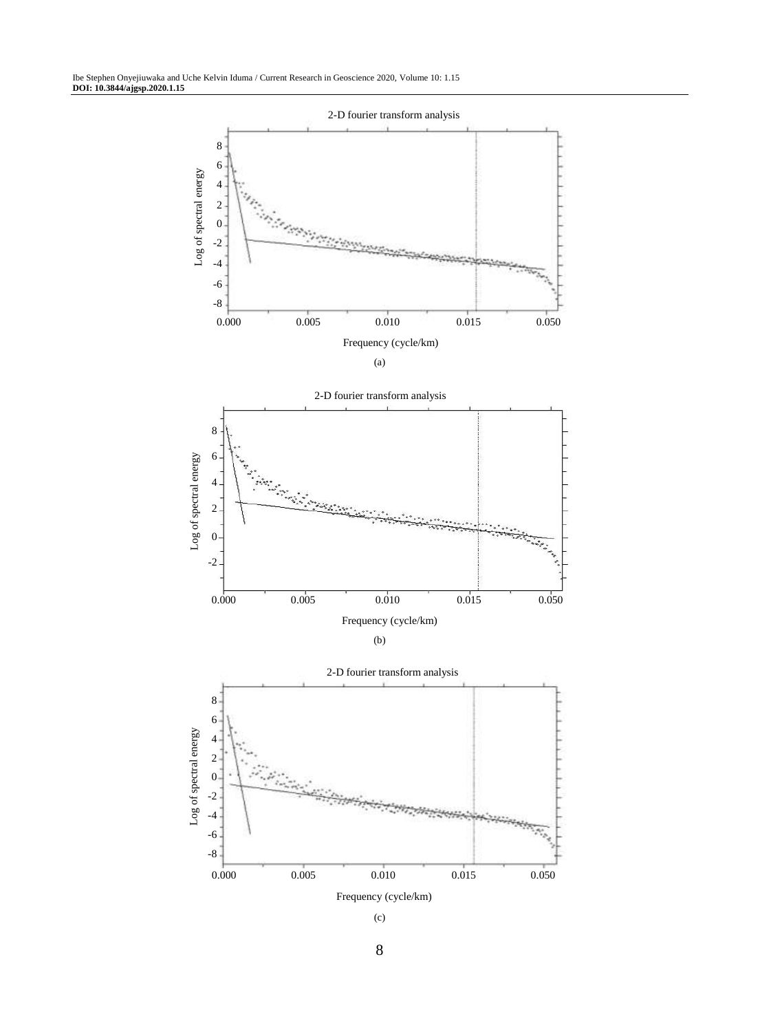2-D fourier transform analysis

(a)

2-D fourier transform analysis

(b)

2-D fourier transform analysis

(c)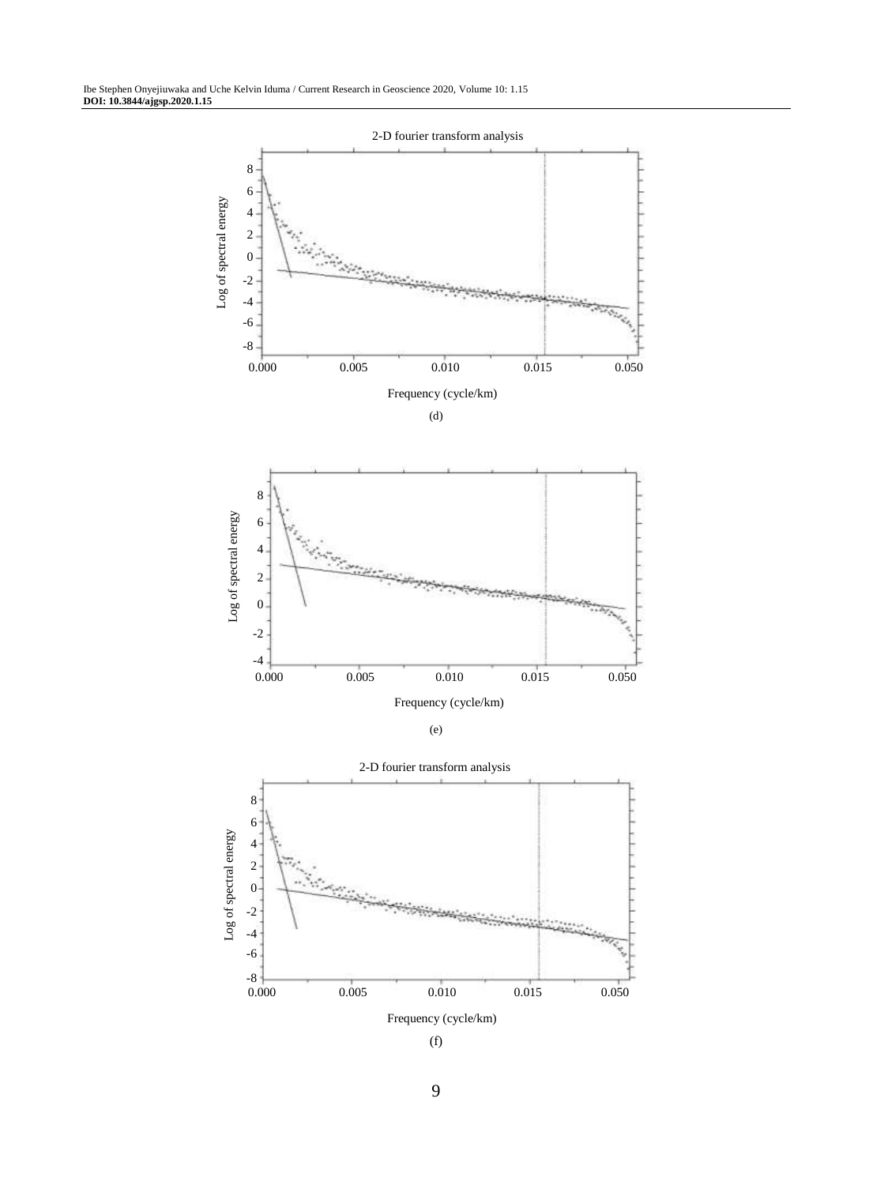2-D fourier transform analysis

Log of spectral energy

Frequency (cycle/km)

(d)

Log of spectral energy

Frequency (cycle/km)

(e)

2-D fourier transform analysis

Log of spectral energy

Frequency (cycle/km)

(f)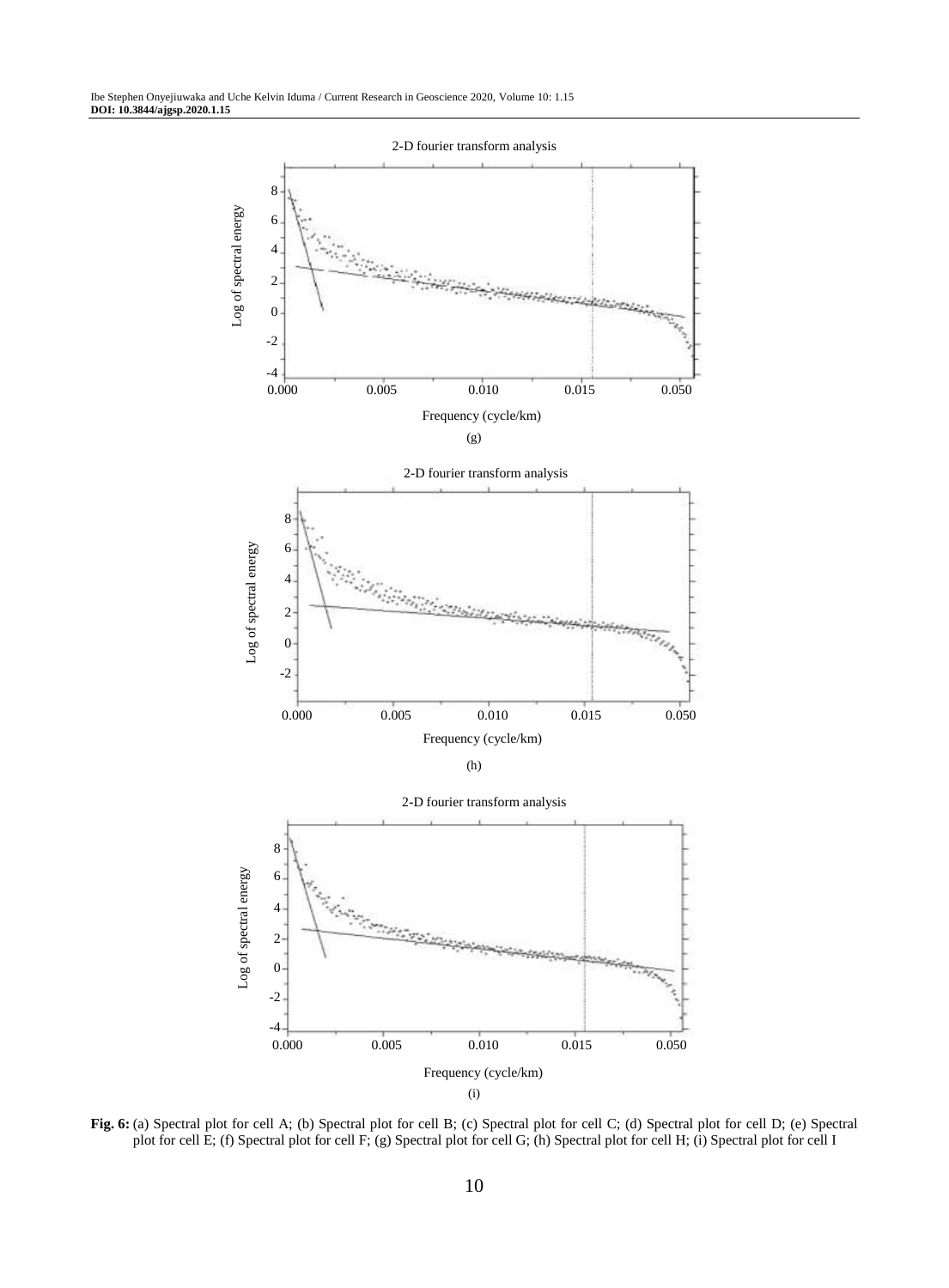2-D fourier transform analysis

(g)

2-D fourier transform analysis

(h)

2-D fourier transform analysis

(i)

**Fig. 6:** (a) Spectral plot for cell A; (b) Spectral plot for cell B; (c) Spectral plot for cell C; (d) Spectral plot for cell D; (e) Spectral plot for cell E; (f) Spectral plot for cell F; (g) Spectral plot for cell G; (h) Spectral plot for cell H; (i) Spectral plot for cell I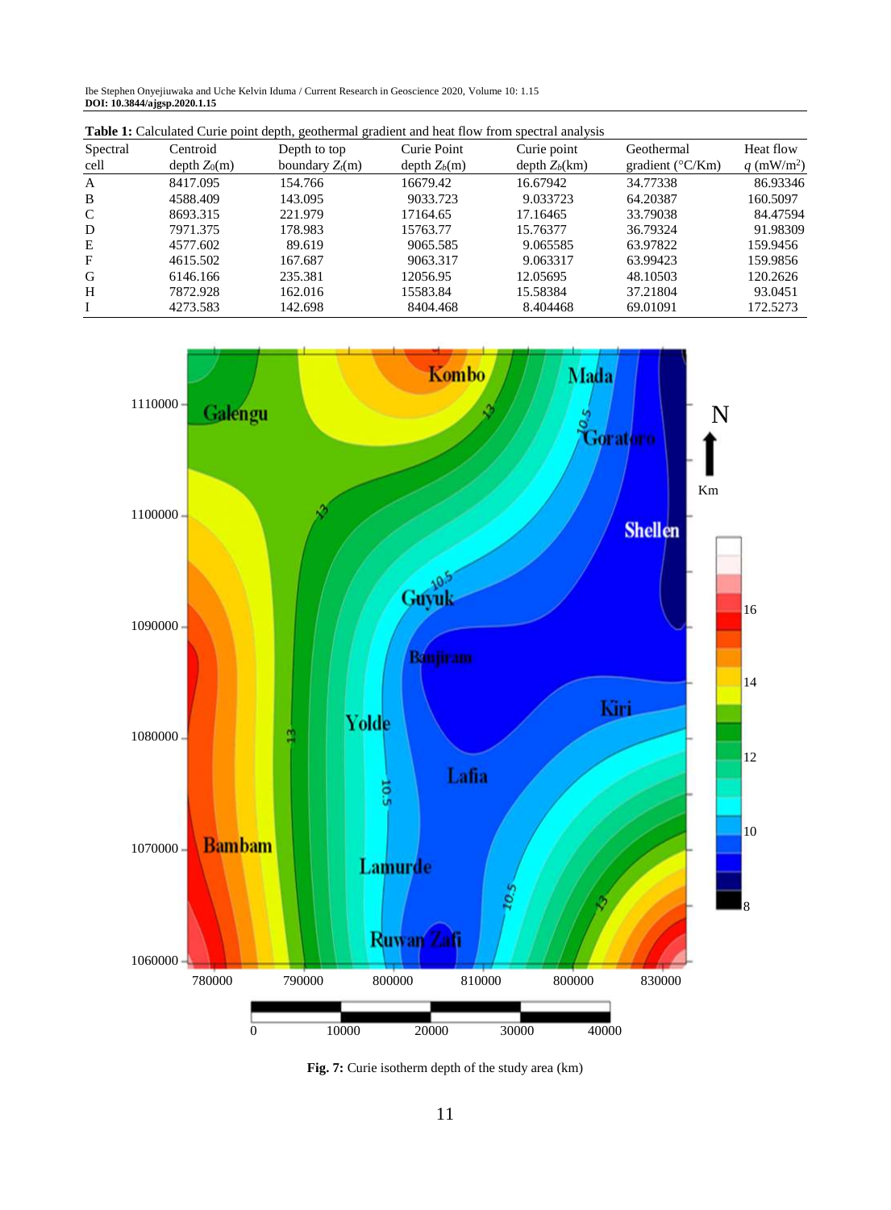**Table 1:** Calculated Curie point depth, geothermal gradient and heat flow from spectral analysis

| Spectral cell | Centroid depth $Z_0$(m) | Depth to top boundary $Z_t$(m) | Curie Point depth $Z_b$(m) | Curie point depth $Z_b$(km) | Geothermal gradient (°C/Km) | Heat flow $q$ (mW/m$^2$) |
|---|---|---|---|---|---|---|
| A | 8417.095 | 154.766 | 16679.42 | 16.67942 | 34.77338 | 86.93346 |
| B | 4588.409 | 143.095 | 9033.723 | 9.033723 | 64.20387 | 160.5097 |
| C | 8693.315 | 221.979 | 17164.65 | 17.16465 | 33.79038 | 84.47594 |
| D | 7971.375 | 178.983 | 15763.77 | 15.76377 | 36.79324 | 91.98309 |
| E | 4577.602 | 89.619 | 9065.585 | 9.065585 | 63.97822 | 159.9456 |
| F | 4615.502 | 167.687 | 9063.317 | 9.063317 | 63.99423 | 159.9856 |
| G | 6146.166 | 235.381 | 12056.95 | 12.05695 | 48.10503 | 120.2626 |
| H | 7872.928 | 162.016 | 15583.84 | 15.58384 | 37.21804 | 93.0451 |
| I | 4273.583 | 142.698 | 8404.468 | 8.404468 | 69.01091 | 172.5273 |

**Fig. 7:** Curie isotherm depth of the study area (km)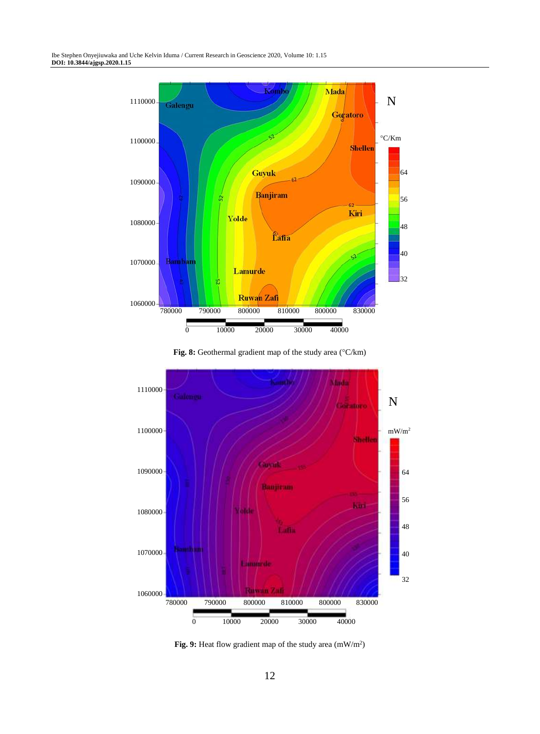**Fig. 8:** Geothermal gradient map of the study area (°C/km)

**Fig. 9:** Heat flow gradient map of the study area (mW/m²)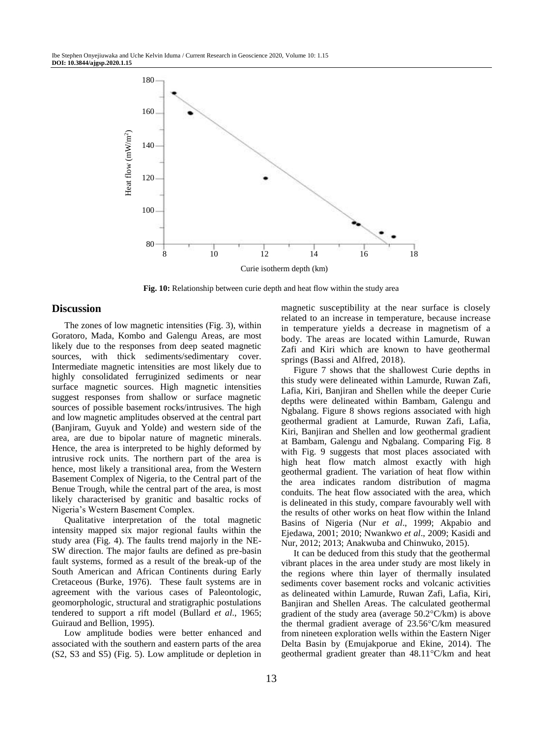Fig. 10: Relationship between curie depth and heat flow within the study area

## Discussion

The zones of low magnetic intensities (Fig. 3), within Goratoro, Mada, Kombo and Galengu Areas, are most likely due to the responses from deep seated magnetic sources, with thick sediments/sedimentary cover. Intermediate magnetic intensities are most likely due to highly consolidated ferruginized sediments or near surface magnetic sources. High magnetic intensities suggest responses from shallow or surface magnetic sources of possible basement rocks/intrusives. The high and low magnetic amplitudes observed at the central part (Banjiram, Guyuk and Yolde) and western side of the area, are due to bipolar nature of magnetic minerals. Hence, the area is interpreted to be highly deformed by intrusive rock units. The northern part of the area is hence, most likely a transitional area, from the Western Basement Complex of Nigeria, to the Central part of the Benue Trough, while the central part of the area, is most likely characterised by granitic and basaltic rocks of Nigeria's Western Basement Complex.

Qualitative interpretation of the total magnetic intensity mapped six major regional faults within the study area (Fig. 4). The faults trend majorly in the NE-SW direction. The major faults are defined as pre-basin fault systems, formed as a result of the break-up of the South American and African Continents during Early Cretaceous (Burke, 1976). These fault systems are in agreement with the various cases of Paleontologic, geomorphologic, structural and stratigraphic postulations tendered to support a rift model (Bullard *et al*., 1965; Guiraud and Bellion, 1995).

Low amplitude bodies were better enhanced and associated with the southern and eastern parts of the area (S2, S3 and S5) (Fig. 5). Low amplitude or depletion in magnetic susceptibility at the near surface is closely related to an increase in temperature, because increase in temperature yields a decrease in magnetism of a body. The areas are located within Lamurde, Ruwan Zafi and Kiri which are known to have geothermal springs (Bassi and Alfred, 2018).

Figure 7 shows that the shallowest Curie depths in this study were delineated within Lamurde, Ruwan Zafi, Lafia, Kiri, Banjiran and Shellen while the deeper Curie depths were delineated within Bambam, Galengu and Ngbalang. Figure 8 shows regions associated with high geothermal gradient at Lamurde, Ruwan Zafi, Lafia, Kiri, Banjiran and Shellen and low geothermal gradient at Bambam, Galengu and Ngbalang. Comparing Fig. 8 with Fig. 9 suggests that most places associated with high heat flow match almost exactly with high geothermal gradient. The variation of heat flow within the area indicates random distribution of magma conduits. The heat flow associated with the area, which is delineated in this study, compare favourably well with the results of other works on heat flow within the Inland Basins of Nigeria (Nur *et al*., 1999; Akpabio and Ejedawa, 2001; 2010; Nwankwo *et al*., 2009; Kasidi and Nur, 2012; 2013; Anakwuba and Chinwuko, 2015).

It can be deduced from this study that the geothermal vibrant places in the area under study are most likely in the regions where thin layer of thermally insulated sediments cover basement rocks and volcanic activities as delineated within Lamurde, Ruwan Zafi, Lafia, Kiri, Banjiran and Shellen Areas. The calculated geothermal gradient of the study area (average 50.2°C/km) is above the thermal gradient average of 23.56°C/km measured from nineteen exploration wells within the Eastern Niger Delta Basin by (Emujakporue and Ekine, 2014). The geothermal gradient greater than 48.11°C/km and heat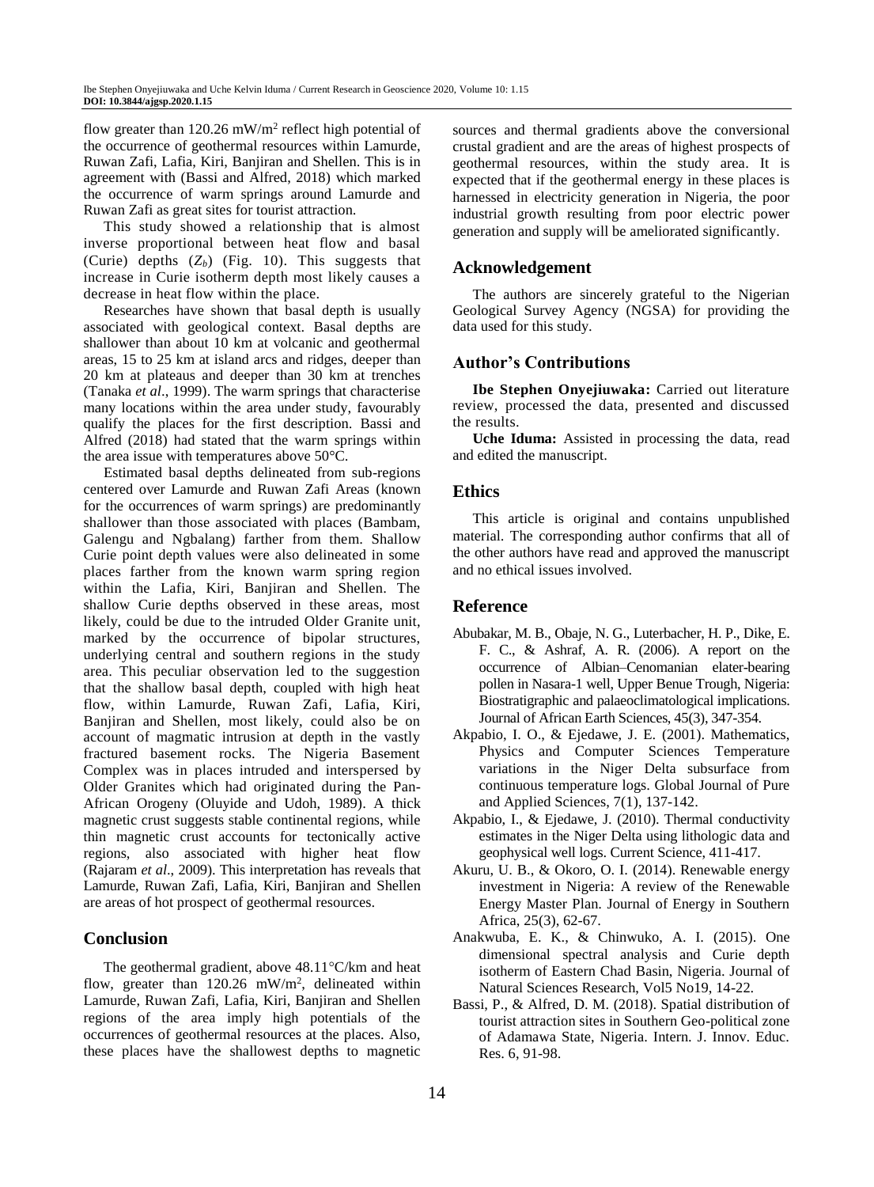flow greater than 120.26 mW/m$^2$ reflect high potential of the occurrence of geothermal resources within Lamurde, Ruwan Zafi, Lafia, Kiri, Banjiran and Shellen. This is in agreement with (Bassi and Alfred, 2018) which marked the occurrence of warm springs around Lamurde and Ruwan Zafi as great sites for tourist attraction.

This study showed a relationship that is almost inverse proportional between heat flow and basal (Curie) depths ($Z_b$) (Fig. 10). This suggests that increase in Curie isotherm depth most likely causes a decrease in heat flow within the place.

Researches have shown that basal depth is usually associated with geological context. Basal depths are shallower than about 10 km at volcanic and geothermal areas, 15 to 25 km at island arcs and ridges, deeper than 20 km at plateaus and deeper than 30 km at trenches (Tanaka *et al*., 1999). The warm springs that characterise many locations within the area under study, favourably qualify the places for the first description. Bassi and Alfred (2018) had stated that the warm springs within the area issue with temperatures above 50°C.

Estimated basal depths delineated from sub-regions centered over Lamurde and Ruwan Zafi Areas (known for the occurrences of warm springs) are predominantly shallower than those associated with places (Bambam, Galengu and Ngbalang) farther from them. Shallow Curie point depth values were also delineated in some places farther from the known warm spring region within the Lafia, Kiri, Banjiran and Shellen. The shallow Curie depths observed in these areas, most likely, could be due to the intruded Older Granite unit, marked by the occurrence of bipolar structures, underlying central and southern regions in the study area. This peculiar observation led to the suggestion that the shallow basal depth, coupled with high heat flow, within Lamurde, Ruwan Zafi, Lafia, Kiri, Banjiran and Shellen, most likely, could also be on account of magmatic intrusion at depth in the vastly fractured basement rocks. The Nigeria Basement Complex was in places intruded and interspersed by Older Granites which had originated during the Pan-African Orogeny (Oluyide and Udoh, 1989). A thick magnetic crust suggests stable continental regions, while thin magnetic crust accounts for tectonically active regions, also associated with higher heat flow (Rajaram *et al*., 2009). This interpretation has reveals that Lamurde, Ruwan Zafi, Lafia, Kiri, Banjiran and Shellen are areas of hot prospect of geothermal resources.

## Conclusion

The geothermal gradient, above 48.11°C/km and heat flow, greater than 120.26 mW/m$^2$, delineated within Lamurde, Ruwan Zafi, Lafia, Kiri, Banjiran and Shellen regions of the area imply high potentials of the occurrences of geothermal resources at the places. Also, these places have the shallowest depths to magnetic sources and thermal gradients above the conversional crustal gradient and are the areas of highest prospects of geothermal resources, within the study area. It is expected that if the geothermal energy in these places is harnessed in electricity generation in Nigeria, the poor industrial growth resulting from poor electric power generation and supply will be ameliorated significantly.

## Acknowledgement

The authors are sincerely grateful to the Nigerian Geological Survey Agency (NGSA) for providing the data used for this study.

## Author's Contributions

**Ibe Stephen Onyejiuwaka:** Carried out literature review, processed the data, presented and discussed the results.

**Uche Iduma:** Assisted in processing the data, read and edited the manuscript.

## Ethics

This article is original and contains unpublished material. The corresponding author confirms that all of the other authors have read and approved the manuscript and no ethical issues involved.

## Reference

Abubakar, M. B., Obaje, N. G., Luterbacher, H. P., Dike, E. F. C., & Ashraf, A. R. (2006). A report on the occurrence of Albian–Cenomanian elater-bearing pollen in Nasara-1 well, Upper Benue Trough, Nigeria: Biostratigraphic and palaeoclimatological implications. Journal of African Earth Sciences, 45(3), 347-354.

Akpabio, I. O., & Ejedawe, J. E. (2001). Mathematics, Physics and Computer Sciences Temperature variations in the Niger Delta subsurface from continuous temperature logs. Global Journal of Pure and Applied Sciences, 7(1), 137-142.

Akpabio, I., & Ejedawe, J. (2010). Thermal conductivity estimates in the Niger Delta using lithologic data and geophysical well logs. Current Science, 411-417.

Akuru, U. B., & Okoro, O. I. (2014). Renewable energy investment in Nigeria: A review of the Renewable Energy Master Plan. Journal of Energy in Southern Africa, 25(3), 62-67.

Anakwuba, E. K., & Chinwuko, A. I. (2015). One dimensional spectral analysis and Curie depth isotherm of Eastern Chad Basin, Nigeria. Journal of Natural Sciences Research, Vol5 No19, 14-22.

Bassi, P., & Alfred, D. M. (2018). Spatial distribution of tourist attraction sites in Southern Geo-political zone of Adamawa State, Nigeria. Intern. J. Innov. Educ. Res. 6, 91-98.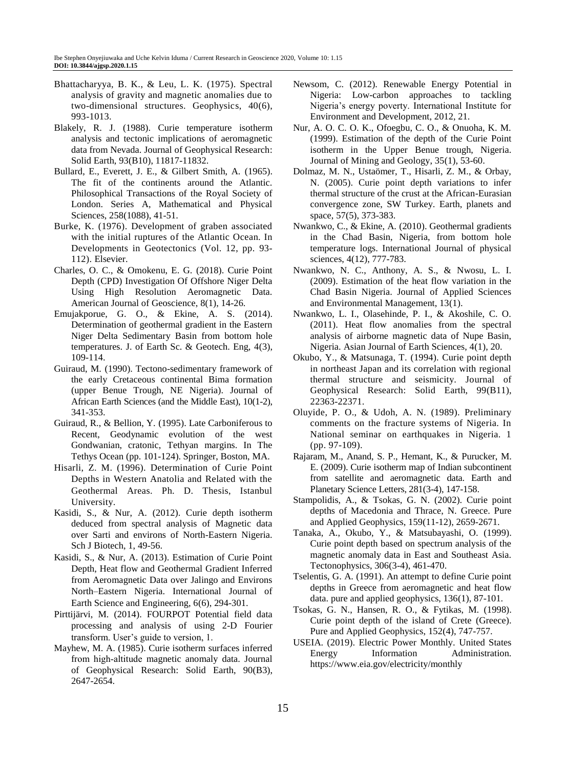- Bhattacharyya, B. K., & Leu, L. K. (1975). Spectral analysis of gravity and magnetic anomalies due to two-dimensional structures. Geophysics, 40(6), 993-1013.
- Blakely, R. J. (1988). Curie temperature isotherm analysis and tectonic implications of aeromagnetic data from Nevada. Journal of Geophysical Research: Solid Earth, 93(B10), 11817-11832.
- Bullard, E., Everett, J. E., & Gilbert Smith, A. (1965). The fit of the continents around the Atlantic. Philosophical Transactions of the Royal Society of London. Series A, Mathematical and Physical Sciences, 258(1088), 41-51.
- Burke, K. (1976). Development of graben associated with the initial ruptures of the Atlantic Ocean. In Developments in Geotectonics (Vol. 12, pp. 93-112). Elsevier.
- Charles, O. C., & Omokenu, E. G. (2018). Curie Point Depth (CPD) Investigation Of Offshore Niger Delta Using High Resolution Aeromagnetic Data. American Journal of Geoscience, 8(1), 14-26.
- Emujakporue, G. O., & Ekine, A. S. (2014). Determination of geothermal gradient in the Eastern Niger Delta Sedimentary Basin from bottom hole temperatures. J. of Earth Sc. & Geotech. Eng, 4(3), 109-114.
- Guiraud, M. (1990). Tectono-sedimentary framework of the early Cretaceous continental Bima formation (upper Benue Trough, NE Nigeria). Journal of African Earth Sciences (and the Middle East), 10(1-2), 341-353.
- Guiraud, R., & Bellion, Y. (1995). Late Carboniferous to Recent, Geodynamic evolution of the west Gondwanian, cratonic, Tethyan margins. In The Tethys Ocean (pp. 101-124). Springer, Boston, MA.
- Hisarli, Z. M. (1996). Determination of Curie Point Depths in Western Anatolia and Related with the Geothermal Areas. Ph. D. Thesis, Istanbul University.
- Kasidi, S., & Nur, A. (2012). Curie depth isotherm deduced from spectral analysis of Magnetic data over Sarti and environs of North-Eastern Nigeria. Sch J Biotech, 1, 49-56.
- Kasidi, S., & Nur, A. (2013). Estimation of Curie Point Depth, Heat flow and Geothermal Gradient Inferred from Aeromagnetic Data over Jalingo and Environs North–Eastern Nigeria. International Journal of Earth Science and Engineering, 6(6), 294-301.
- Pirttijärvi, M. (2014). FOURPOT Potential field data processing and analysis of using 2-D Fourier transform. User's guide to version, 1.
- Mayhew, M. A. (1985). Curie isotherm surfaces inferred from high-altitude magnetic anomaly data. Journal of Geophysical Research: Solid Earth, 90(B3), 2647-2654.
- Newsom, C. (2012). Renewable Energy Potential in Nigeria: Low-carbon approaches to tackling Nigeria's energy poverty. International Institute for Environment and Development, 2012, 21.
- Nur, A. O. C. O. K., Ofoegbu, C. O., & Onuoha, K. M. (1999). Estimation of the depth of the Curie Point isotherm in the Upper Benue trough, Nigeria. Journal of Mining and Geology, 35(1), 53-60.
- Dolmaz, M. N., Ustaömer, T., Hisarli, Z. M., & Orbay, N. (2005). Curie point depth variations to infer thermal structure of the crust at the African-Eurasian convergence zone, SW Turkey. Earth, planets and space, 57(5), 373-383.
- Nwankwo, C., & Ekine, A. (2010). Geothermal gradients in the Chad Basin, Nigeria, from bottom hole temperature logs. International Journal of physical sciences, 4(12), 777-783.
- Nwankwo, N. C., Anthony, A. S., & Nwosu, L. I. (2009). Estimation of the heat flow variation in the Chad Basin Nigeria. Journal of Applied Sciences and Environmental Management, 13(1).
- Nwankwo, L. I., Olasehinde, P. I., & Akoshile, C. O. (2011). Heat flow anomalies from the spectral analysis of airborne magnetic data of Nupe Basin, Nigeria. Asian Journal of Earth Sciences, 4(1), 20.
- Okubo, Y., & Matsunaga, T. (1994). Curie point depth in northeast Japan and its correlation with regional thermal structure and seismicity. Journal of Geophysical Research: Solid Earth, 99(B11), 22363-22371.
- Oluyide, P. O., & Udoh, A. N. (1989). Preliminary comments on the fracture systems of Nigeria. In National seminar on earthquakes in Nigeria. 1 (pp. 97-109).
- Rajaram, M., Anand, S. P., Hemant, K., & Purucker, M. E. (2009). Curie isotherm map of Indian subcontinent from satellite and aeromagnetic data. Earth and Planetary Science Letters, 281(3-4), 147-158.
- Stampolidis, A., & Tsokas, G. N. (2002). Curie point depths of Macedonia and Thrace, N. Greece. Pure and Applied Geophysics, 159(11-12), 2659-2671.
- Tanaka, A., Okubo, Y., & Matsubayashi, O. (1999). Curie point depth based on spectrum analysis of the magnetic anomaly data in East and Southeast Asia. Tectonophysics, 306(3-4), 461-470.
- Tselentis, G. A. (1991). An attempt to define Curie point depths in Greece from aeromagnetic and heat flow data. pure and applied geophysics, 136(1), 87-101.
- Tsokas, G. N., Hansen, R. O., & Fytikas, M. (1998). Curie point depth of the island of Crete (Greece). Pure and Applied Geophysics, 152(4), 747-757.
- USEIA. (2019). Electric Power Monthly. United States Energy Information Administration. https://www.eia.gov/electricity/monthly